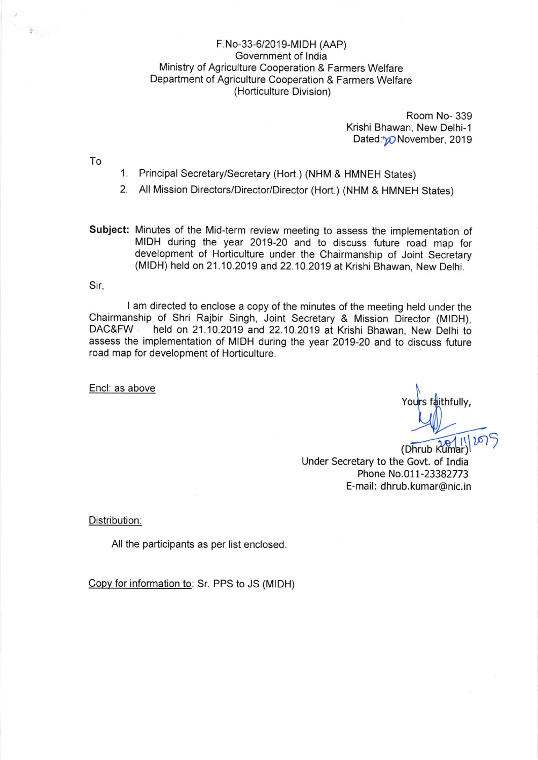F.No-33-6/2019-MIDH (AAP)
Government of India
Ministry of Agriculture Cooperation & Farmers Welfare
Department of Agriculture Cooperation & Farmers Welfare
(Horticulture Division)

Room No- 339
Krishi Bhawan, New Delhi-1
Dated: 20 November, 2019

To

1. Principal Secretary/Secretary (Hort.) (NHM & HMNEH States)
2. All Mission Directors/Director/Director (Hort.) (NHM & HMNEH States)

**Subject:** Minutes of the Mid-term review meeting to assess the implementation of MIDH during the year 2019-20 and to discuss future road map for development of Horticulture under the Chairmanship of Joint Secretary (MIDH) held on 21.10.2019 and 22.10.2019 at Krishi Bhawan, New Delhi.

Sir,

I am directed to enclose a copy of the minutes of the meeting held under the Chairmanship of Shri Rajbir Singh, Joint Secretary & Mission Director (MIDH), DAC&FW held on 21.10.2019 and 22.10.2019 at Krishi Bhawan, New Delhi to assess the implementation of MIDH during the year 2019-20 and to discuss future road map for development of Horticulture.

Encl: as above

Yours faithfully,

20/11/2019

(Dhrub Kumar)
Under Secretary to the Govt. of India
Phone No.011-23382773
E-mail: dhrub.kumar@nic.in

Distribution:

All the participants as per list enclosed.

Copy for information to: Sr. PPS to JS (MIDH)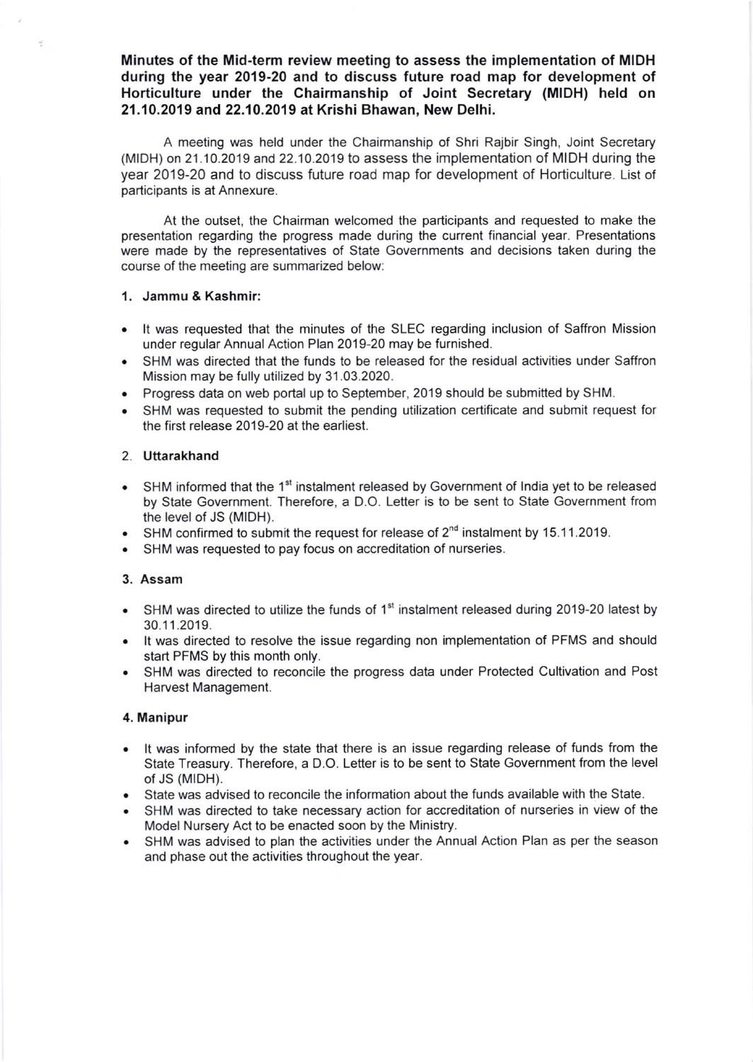**Minutes of the Mid-term review meeting to assess the implementation of MIDH during the year 2019-20 and to discuss future road map for development of Horticulture under the Chairmanship of Joint Secretary (MIDH) held on 21.10.2019 and 22.10.2019 at Krishi Bhawan, New Delhi.**

A meeting was held under the Chairmanship of Shri Rajbir Singh, Joint Secretary (MIDH) on 21.10.2019 and 22.10.2019 to assess the implementation of MIDH during the year 2019-20 and to discuss future road map for development of Horticulture. List of participants is at Annexure.

At the outset, the Chairman welcomed the participants and requested to make the presentation regarding the progress made during the current financial year. Presentations were made by the representatives of State Governments and decisions taken during the course of the meeting are summarized below:

**1. Jammu & Kashmir:**

- It was requested that the minutes of the SLEC regarding inclusion of Saffron Mission under regular Annual Action Plan 2019-20 may be furnished.
- SHM was directed that the funds to be released for the residual activities under Saffron Mission may be fully utilized by 31.03.2020.
- Progress data on web portal up to September, 2019 should be submitted by SHM.
- SHM was requested to submit the pending utilization certificate and submit request for the first release 2019-20 at the earliest.

**2. Uttarakhand**

- SHM informed that the 1st instalment released by Government of India yet to be released by State Government. Therefore, a D.O. Letter is to be sent to State Government from the level of JS (MIDH).
- SHM confirmed to submit the request for release of 2nd instalment by 15.11.2019.
- SHM was requested to pay focus on accreditation of nurseries.

**3. Assam**

- SHM was directed to utilize the funds of 1st instalment released during 2019-20 latest by 30.11.2019.
- It was directed to resolve the issue regarding non implementation of PFMS and should start PFMS by this month only.
- SHM was directed to reconcile the progress data under Protected Cultivation and Post Harvest Management.

**4. Manipur**

- It was informed by the state that there is an issue regarding release of funds from the State Treasury. Therefore, a D.O. Letter is to be sent to State Government from the level of JS (MIDH).
- State was advised to reconcile the information about the funds available with the State.
- SHM was directed to take necessary action for accreditation of nurseries in view of the Model Nursery Act to be enacted soon by the Ministry.
- SHM was advised to plan the activities under the Annual Action Plan as per the season and phase out the activities throughout the year.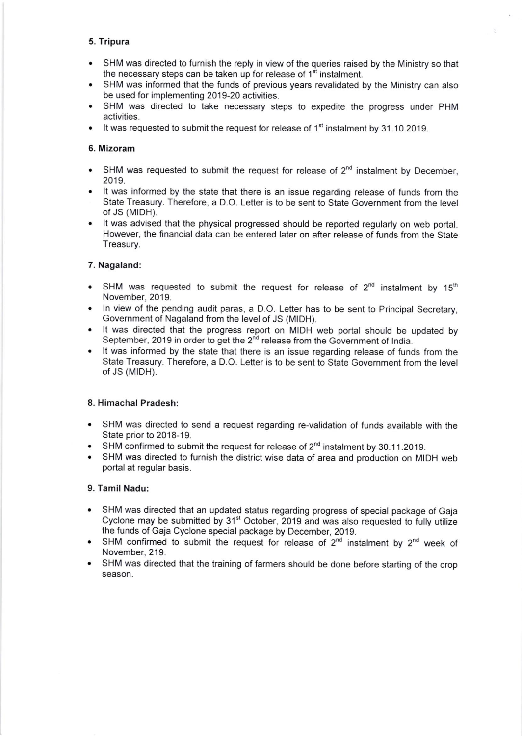#### 5. Tripura

- SHM was directed to furnish the reply in view of the queries raised by the Ministry so that the necessary steps can be taken up for release of 1st instalment.
- SHM was informed that the funds of previous years revalidated by the Ministry can also be used for implementing 2019-20 activities.
- SHM was directed to take necessary steps to expedite the progress under PHM activities.
- It was requested to submit the request for release of 1st instalment by 31.10.2019.

#### 6. Mizoram

- SHM was requested to submit the request for release of 2nd instalment by December, 2019.
- It was informed by the state that there is an issue regarding release of funds from the State Treasury. Therefore, a D.O. Letter is to be sent to State Government from the level of JS (MIDH).
- It was advised that the physical progressed should be reported regularly on web portal. However, the financial data can be entered later on after release of funds from the State Treasury.

#### 7. Nagaland:

- SHM was requested to submit the request for release of 2nd instalment by 15th November, 2019.
- In view of the pending audit paras, a D.O. Letter has to be sent to Principal Secretary, Government of Nagaland from the level of JS (MIDH).
- It was directed that the progress report on MIDH web portal should be updated by September, 2019 in order to get the 2nd release from the Government of India.
- It was informed by the state that there is an issue regarding release of funds from the State Treasury. Therefore, a D.O. Letter is to be sent to State Government from the level of JS (MIDH).

#### 8. Himachal Pradesh:

- SHM was directed to send a request regarding re-validation of funds available with the State prior to 2018-19.
- SHM confirmed to submit the request for release of 2nd instalment by 30.11.2019.
- SHM was directed to furnish the district wise data of area and production on MIDH web portal at regular basis.

#### 9. Tamil Nadu:

- SHM was directed that an updated status regarding progress of special package of Gaja Cyclone may be submitted by 31st October, 2019 and was also requested to fully utilize the funds of Gaja Cyclone special package by December, 2019.
- SHM confirmed to submit the request for release of 2nd instalment by 2nd week of November, 219.
- SHM was directed that the training of farmers should be done before starting of the crop season.